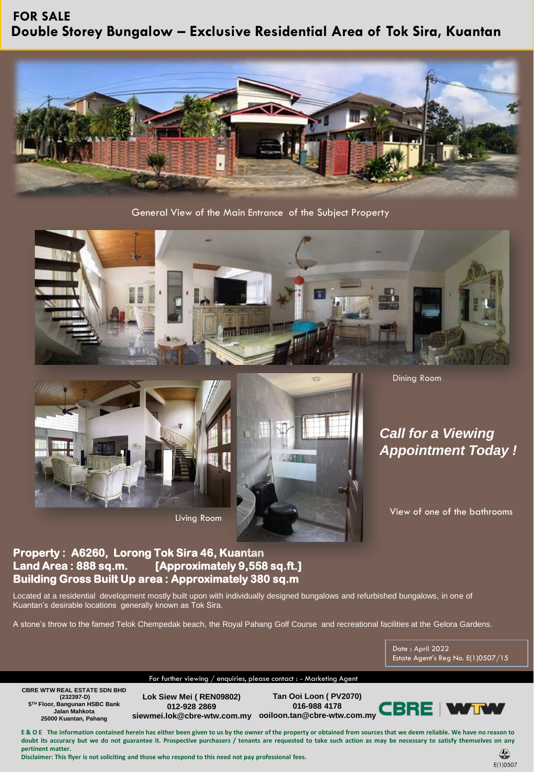# FOR SALE

## Double Storey Bungalow – Exclusive Residential Area of Tok Sira, Kuantan

General View of the Main Entrance of the Subject Property

Dining Room

Living Room

*Call for a Viewing Appointment Today !*

View of one of the bathrooms

**Property : A6260, Lorong Tok Sira 46, Kuantan**
**Land Area : 888 sq.m. [Approximately 9,558 sq.ft.]**
**Building Gross Built Up area : Approximately 380 sq.m**

Located at a residential development mostly built upon with individually designed bungalows and refurbished bungalows, in one of Kuantan's desirable locations generally known as Tok Sira.

A stone's throw to the famed Telok Chempedak beach, the Royal Pahang Golf Course and recreational facilities at the Gelora Gardens.

Date : April 2022
Estate Agent's Reg No. E(1)0507/15

For further viewing / enquiries, please contact : - Marketing Agent

**CBRE WTW REAL ESTATE SDN BHD**
**(232397-D)**
**5TH Floor, Bangunan HSBC Bank**
**Jalan Mahkota**
**25000 Kuantan, Pahang**

**Lok Siew Mei ( REN09802)**
**012-928 2869**
**siewmei.lok@cbre-wtw.com.my**

**Tan Ooi Loon ( PV2070)**
**016-988 4178**
**ooiloon.tan@cbre-wtw.com.my**

CBRE | WTW

**E & O E The information contained herein has either been given to us by the owner of the property or obtained from sources that we deem reliable. We have no reason to doubt its accuracy but we do not guarantee it. Prospective purchasers / tenants are requested to take such action as may be necessary to satisfy themselves on any pertinent matter.**
**Disclaimer: This flyer is not soliciting and those who respond to this need not pay professional fees.**

E(1)0507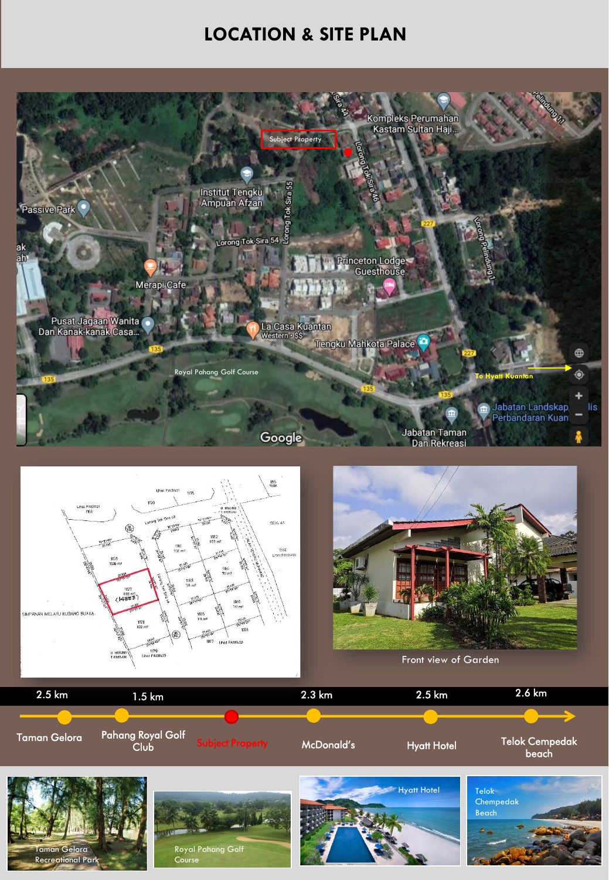# LOCATION & SITE PLAN

Front view of Garden

2.5 km
1.5 km
2.3 km
2.5 km
2.6 km

Taman Gelora
Pahang Royal Golf Club
Subject Property
McDonald's
Hyatt Hotel
Telok Cempedak beach

Taman Gelora Recreational Park
Royal Pahang Golf Course
Hyatt Hotel
Telok Chempedak Beach